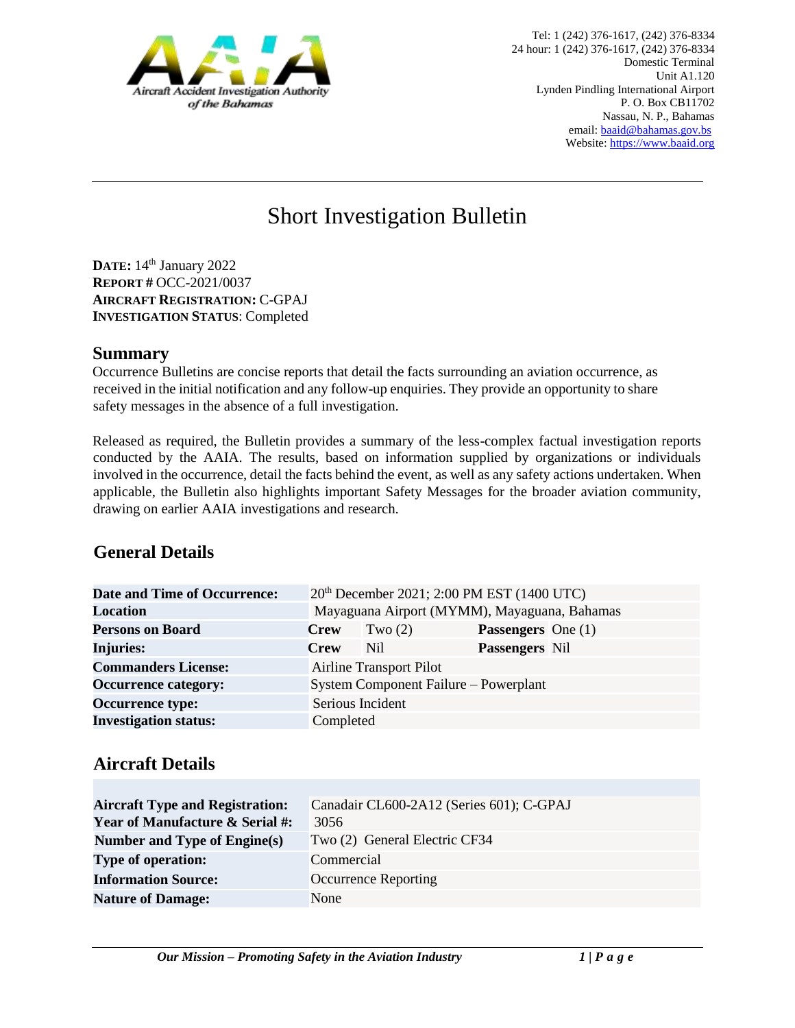Aircraft Accident Investigation Authority of the Bahamas

Tel: 1 (242) 376-1617, (242) 376-8334
24 hour: 1 (242) 376-1617, (242) 376-8334
Domestic Terminal
Unit A1.120
Lynden Pindling International Airport
P. O. Box CB11702
Nassau, N. P., Bahamas
email: baaid@bahamas.gov.bs
Website: https://www.baaid.org

# Short Investigation Bulletin

**DATE:** 14th January 2022
**REPORT #** OCC-2021/0037
**AIRCRAFT REGISTRATION:** C-GPAJ
**INVESTIGATION STATUS**: Completed

## Summary

Occurrence Bulletins are concise reports that detail the facts surrounding an aviation occurrence, as received in the initial notification and any follow-up enquiries. They provide an opportunity to share safety messages in the absence of a full investigation.

Released as required, the Bulletin provides a summary of the less-complex factual investigation reports conducted by the AAIA. The results, based on information supplied by organizations or individuals involved in the occurrence, detail the facts behind the event, as well as any safety actions undertaken. When applicable, the Bulletin also highlights important Safety Messages for the broader aviation community, drawing on earlier AAIA investigations and research.

## General Details

| | | | | |
|---|---|---|---|---|
| **Date and Time of Occurrence:** | 20th December 2021; 2:00 PM EST (1400 UTC) | | | |
| **Location** | Mayaguana Airport (MYMM), Mayaguana, Bahamas | | | |
| **Persons on Board** | **Crew** | Two (2) | **Passengers** | One (1) |
| **Injuries:** | **Crew** | Nil | **Passengers** | Nil |
| **Commanders License:** | Airline Transport Pilot | | | |
| **Occurrence category:** | System Component Failure – Powerplant | | | |
| **Occurrence type:** | Serious Incident | | | |
| **Investigation status:** | Completed | | | |

## Aircraft Details

| | |
|---|---|
| **Aircraft Type and Registration:** | Canadair CL600-2A12 (Series 601); C-GPAJ |
| **Year of Manufacture & Serial #:** | 3056 |
| **Number and Type of Engine(s)** | Two (2) General Electric CF34 |
| **Type of operation:** | Commercial |
| **Information Source:** | Occurrence Reporting |
| **Nature of Damage:** | None |

*Our Mission – Promoting Safety in the Aviation Industry*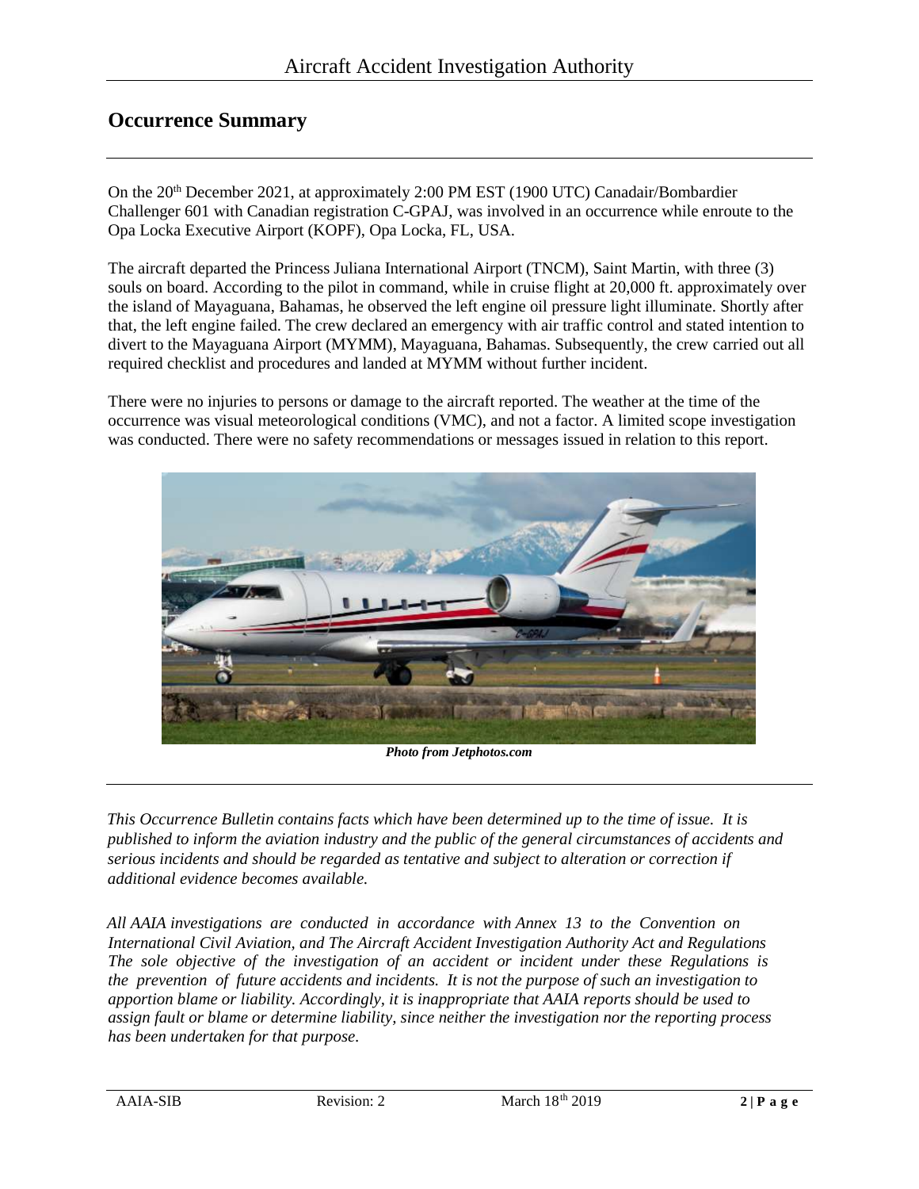## Occurrence Summary

On the 20th December 2021, at approximately 2:00 PM EST (1900 UTC) Canadair/Bombardier Challenger 601 with Canadian registration C-GPAJ, was involved in an occurrence while enroute to the Opa Locka Executive Airport (KOPF), Opa Locka, FL, USA.

The aircraft departed the Princess Juliana International Airport (TNCM), Saint Martin, with three (3) souls on board. According to the pilot in command, while in cruise flight at 20,000 ft. approximately over the island of Mayaguana, Bahamas, he observed the left engine oil pressure light illuminate. Shortly after that, the left engine failed. The crew declared an emergency with air traffic control and stated intention to divert to the Mayaguana Airport (MYMM), Mayaguana, Bahamas. Subsequently, the crew carried out all required checklist and procedures and landed at MYMM without further incident.

There were no injuries to persons or damage to the aircraft reported. The weather at the time of the occurrence was visual meteorological conditions (VMC), and not a factor. A limited scope investigation was conducted. There were no safety recommendations or messages issued in relation to this report.

***Photo from Jetphotos.com***

*This Occurrence Bulletin contains facts which have been determined up to the time of issue. It is published to inform the aviation industry and the public of the general circumstances of accidents and serious incidents and should be regarded as tentative and subject to alteration or correction if additional evidence becomes available.*

*All AAIA investigations are conducted in accordance with Annex 13 to the Convention on International Civil Aviation, and The Aircraft Accident Investigation Authority Act and Regulations The sole objective of the investigation of an accident or incident under these Regulations is the prevention of future accidents and incidents. It is not the purpose of such an investigation to apportion blame or liability. Accordingly, it is inappropriate that AAIA reports should be used to assign fault or blame or determine liability, since neither the investigation nor the reporting process has been undertaken for that purpose.*